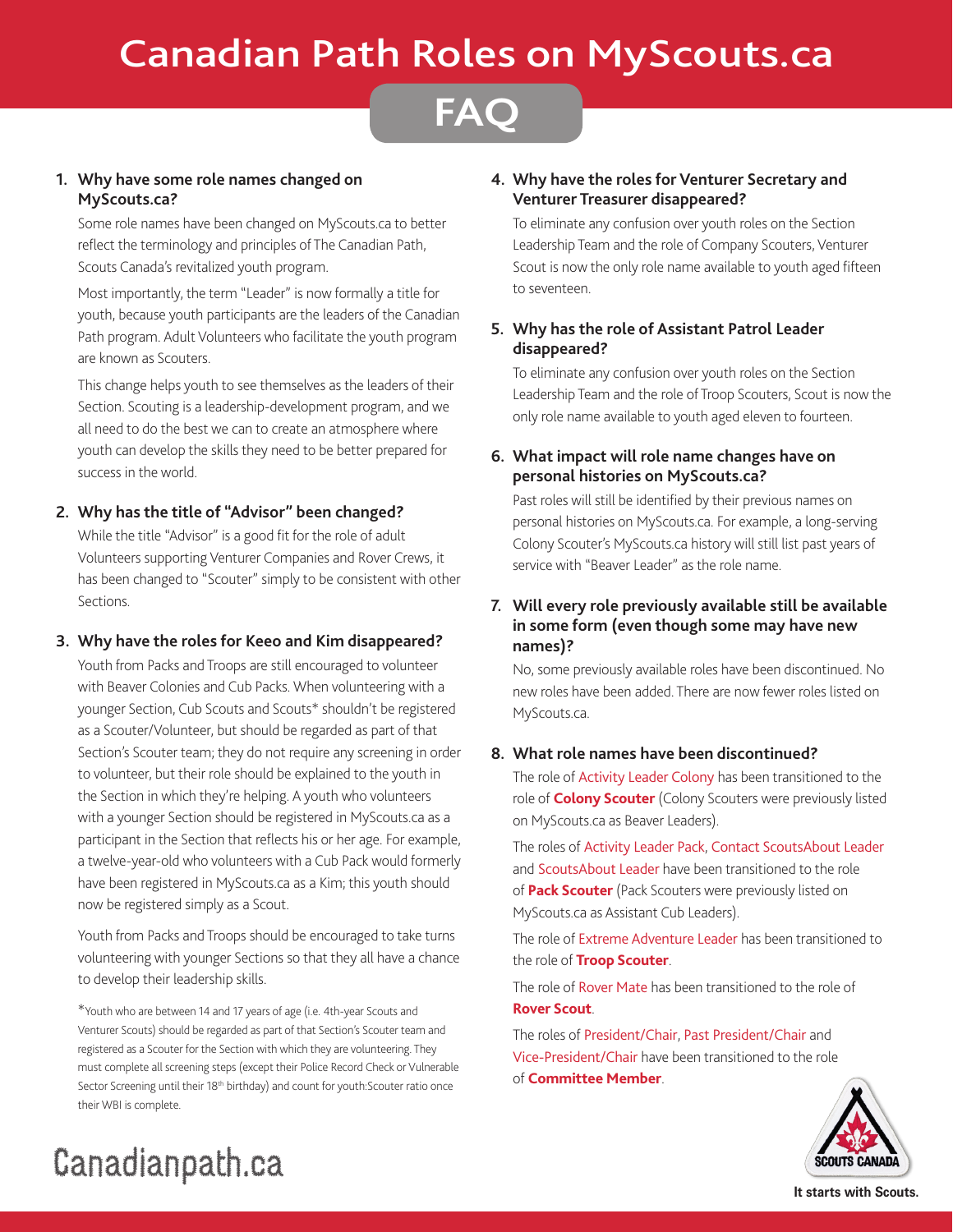# Canadian Path Roles on MyScouts.ca

## FAQ

### 1. Why have some role names changed on MyScouts.ca?

Some role names have been changed on MyScouts.ca to better reflect the terminology and principles of The Canadian Path, Scouts Canada's revitalized youth program.

Most importantly, the term "Leader" is now formally a title for youth, because youth participants are the leaders of the Canadian Path program. Adult Volunteers who facilitate the youth program are known as Scouters.

This change helps youth to see themselves as the leaders of their Section. Scouting is a leadership-development program, and we all need to do the best we can to create an atmosphere where youth can develop the skills they need to be better prepared for success in the world.

### 2. Why has the title of "Advisor" been changed?

While the title "Advisor" is a good fit for the role of adult Volunteers supporting Venturer Companies and Rover Crews, it has been changed to "Scouter" simply to be consistent with other Sections.

### 3. Why have the roles for Keeo and Kim disappeared?

Youth from Packs and Troops are still encouraged to volunteer with Beaver Colonies and Cub Packs. When volunteering with a younger Section, Cub Scouts and Scouts* shouldn't be registered as a Scouter/Volunteer, but should be regarded as part of that Section's Scouter team; they do not require any screening in order to volunteer, but their role should be explained to the youth in the Section in which they're helping. A youth who volunteers with a younger Section should be registered in MyScouts.ca as a participant in the Section that reflects his or her age. For example, a twelve-year-old who volunteers with a Cub Pack would formerly have been registered in MyScouts.ca as a Kim; this youth should now be registered simply as a Scout.

Youth from Packs and Troops should be encouraged to take turns volunteering with younger Sections so that they all have a chance to develop their leadership skills.

*Youth who are between 14 and 17 years of age (i.e. 4th-year Scouts and Venturer Scouts) should be regarded as part of that Section's Scouter team and registered as a Scouter for the Section with which they are volunteering. They must complete all screening steps (except their Police Record Check or Vulnerable Sector Screening until their 18th birthday) and count for youth:Scouter ratio once their WBI is complete.

### 4. Why have the roles for Venturer Secretary and Venturer Treasurer disappeared?

To eliminate any confusion over youth roles on the Section Leadership Team and the role of Company Scouters, Venturer Scout is now the only role name available to youth aged fifteen to seventeen.

### 5. Why has the role of Assistant Patrol Leader disappeared?

To eliminate any confusion over youth roles on the Section Leadership Team and the role of Troop Scouters, Scout is now the only role name available to youth aged eleven to fourteen.

### 6. What impact will role name changes have on personal histories on MyScouts.ca?

Past roles will still be identified by their previous names on personal histories on MyScouts.ca. For example, a long-serving Colony Scouter's MyScouts.ca history will still list past years of service with "Beaver Leader" as the role name.

### 7. Will every role previously available still be available in some form (even though some may have new names)?

No, some previously available roles have been discontinued. No new roles have been added. There are now fewer roles listed on MyScouts.ca.

### 8. What role names have been discontinued?

The role of Activity Leader Colony has been transitioned to the role of **Colony Scouter** (Colony Scouters were previously listed on MyScouts.ca as Beaver Leaders).

The roles of Activity Leader Pack, Contact ScoutsAbout Leader and ScoutsAbout Leader have been transitioned to the role of **Pack Scouter** (Pack Scouters were previously listed on MyScouts.ca as Assistant Cub Leaders).

The role of Extreme Adventure Leader has been transitioned to the role of **Troop Scouter**.

The role of Rover Mate has been transitioned to the role of **Rover Scout**.

The roles of President/Chair, Past President/Chair and Vice-President/Chair have been transitioned to the role of **Committee Member**.

Canadianpath.ca

SCOUTS CANADA

It starts with Scouts.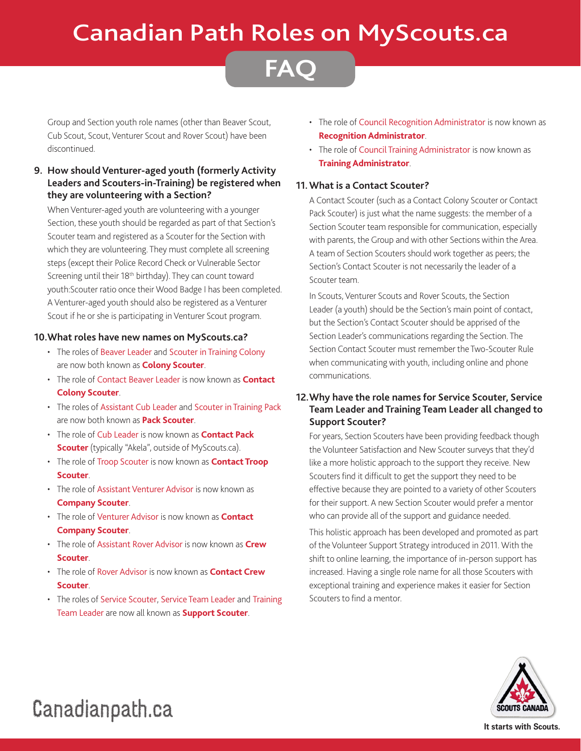# Canadian Path Roles on MyScouts.ca

## FAQ

Group and Section youth role names (other than Beaver Scout, Cub Scout, Scout, Venturer Scout and Rover Scout) have been discontinued.

### 9. How should Venturer-aged youth (formerly Activity Leaders and Scouters-in-Training) be registered when they are volunteering with a Section?

When Venturer-aged youth are volunteering with a younger Section, these youth should be regarded as part of that Section's Scouter team and registered as a Scouter for the Section with which they are volunteering. They must complete all screening steps (except their Police Record Check or Vulnerable Sector Screening until their 18th birthday). They can count toward youth:Scouter ratio once their Wood Badge I has been completed. A Venturer-aged youth should also be registered as a Venturer Scout if he or she is participating in Venturer Scout program.

### 10. What roles have new names on MyScouts.ca?

- The roles of Beaver Leader and Scouter in Training Colony are now both known as **Colony Scouter**.
- The role of Contact Beaver Leader is now known as **Contact Colony Scouter**.
- The roles of Assistant Cub Leader and Scouter in Training Pack are now both known as **Pack Scouter**.
- The role of Cub Leader is now known as **Contact Pack Scouter** (typically "Akela", outside of MyScouts.ca).
- The role of Troop Scouter is now known as **Contact Troop Scouter**.
- The role of Assistant Venturer Advisor is now known as **Company Scouter**.
- The role of Venturer Advisor is now known as **Contact Company Scouter**.
- The role of Assistant Rover Advisor is now known as **Crew Scouter**.
- The role of Rover Advisor is now known as **Contact Crew Scouter**.
- The roles of Service Scouter, Service Team Leader and Training Team Leader are now all known as **Support Scouter**.
- The role of Council Recognition Administrator is now known as **Recognition Administrator**.
- The role of Council Training Administrator is now known as **Training Administrator**.

### 11. What is a Contact Scouter?

A Contact Scouter (such as a Contact Colony Scouter or Contact Pack Scouter) is just what the name suggests: the member of a Section Scouter team responsible for communication, especially with parents, the Group and with other Sections within the Area. A team of Section Scouters should work together as peers; the Section's Contact Scouter is not necessarily the leader of a Scouter team.

In Scouts, Venturer Scouts and Rover Scouts, the Section Leader (a youth) should be the Section's main point of contact, but the Section's Contact Scouter should be apprised of the Section Leader's communications regarding the Section. The Section Contact Scouter must remember the Two-Scouter Rule when communicating with youth, including online and phone communications.

### 12. Why have the role names for Service Scouter, Service Team Leader and Training Team Leader all changed to Support Scouter?

For years, Section Scouters have been providing feedback though the Volunteer Satisfaction and New Scouter surveys that they'd like a more holistic approach to the support they receive. New Scouters find it difficult to get the support they need to be effective because they are pointed to a variety of other Scouters for their support. A new Section Scouter would prefer a mentor who can provide all of the support and guidance needed.

This holistic approach has been developed and promoted as part of the Volunteer Support Strategy introduced in 2011. With the shift to online learning, the importance of in-person support has increased. Having a single role name for all those Scouters with exceptional training and experience makes it easier for Section Scouters to find a mentor.

Canadianpath.ca

SCOUTS CANADA

It starts with Scouts.